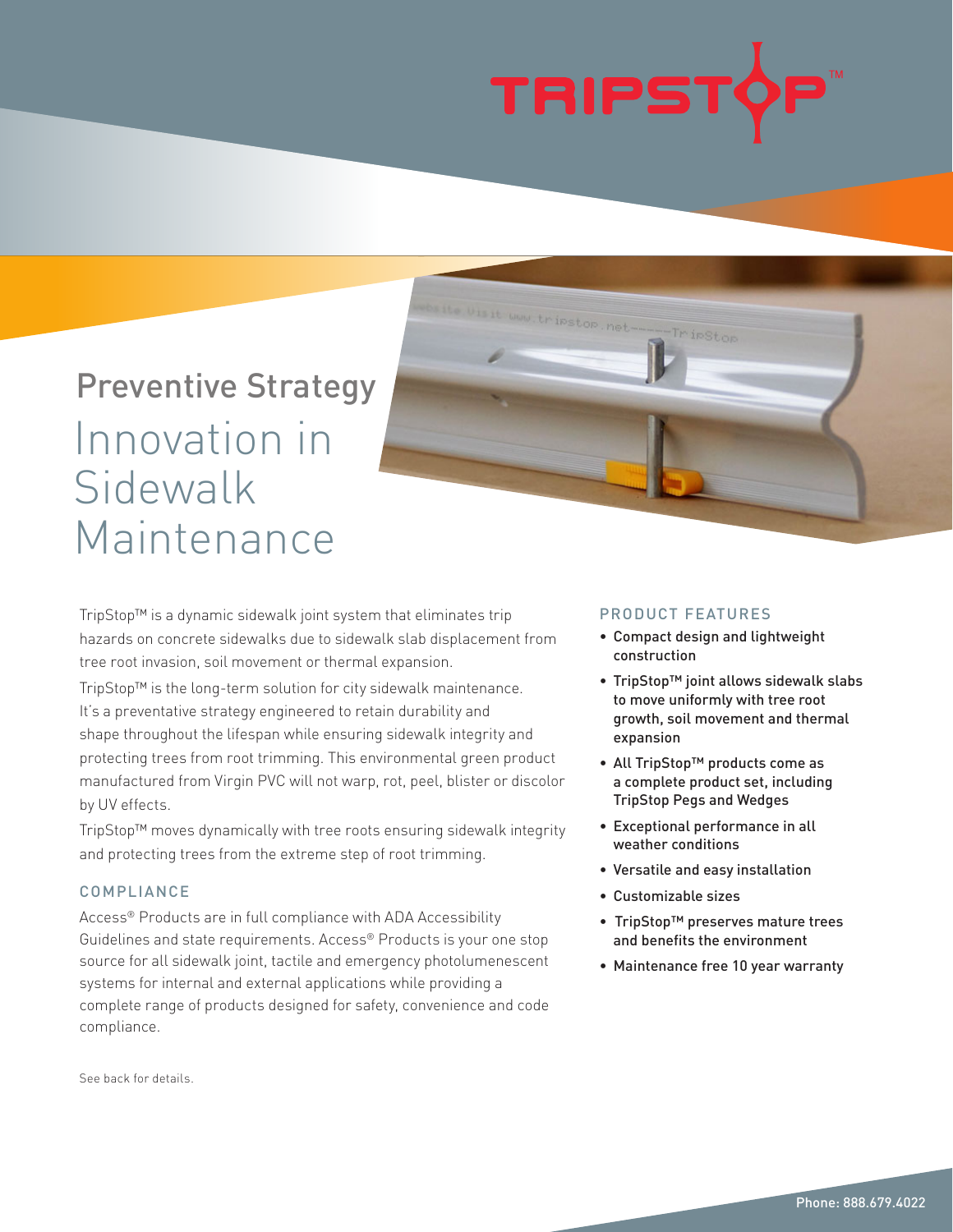# TRIPSTOP™

## Preventive Strategy

# Innovation in Sidewalk Maintenance

TripStop™ is a dynamic sidewalk joint system that eliminates trip hazards on concrete sidewalks due to sidewalk slab displacement from tree root invasion, soil movement or thermal expansion.

TripStop™ is the long-term solution for city sidewalk maintenance. It's a preventative strategy engineered to retain durability and shape throughout the lifespan while ensuring sidewalk integrity and protecting trees from root trimming. This environmental green product manufactured from Virgin PVC will not warp, rot, peel, blister or discolor by UV effects.

TripStop™ moves dynamically with tree roots ensuring sidewalk integrity and protecting trees from the extreme step of root trimming.

### COMPLIANCE

Access® Products are in full compliance with ADA Accessibility Guidelines and state requirements. Access® Products is your one stop source for all sidewalk joint, tactile and emergency photolumenescent systems for internal and external applications while providing a complete range of products designed for safety, convenience and code compliance.

See back for details.

### PRODUCT FEATURES

- Compact design and lightweight construction
- TripStop™ joint allows sidewalk slabs to move uniformly with tree root growth, soil movement and thermal expansion
- All TripStop™ products come as a complete product set, including TripStop Pegs and Wedges
- Exceptional performance in all weather conditions
- Versatile and easy installation
- Customizable sizes
- TripStop™ preserves mature trees and benefits the environment
- Maintenance free 10 year warranty

Phone: 888.679.4022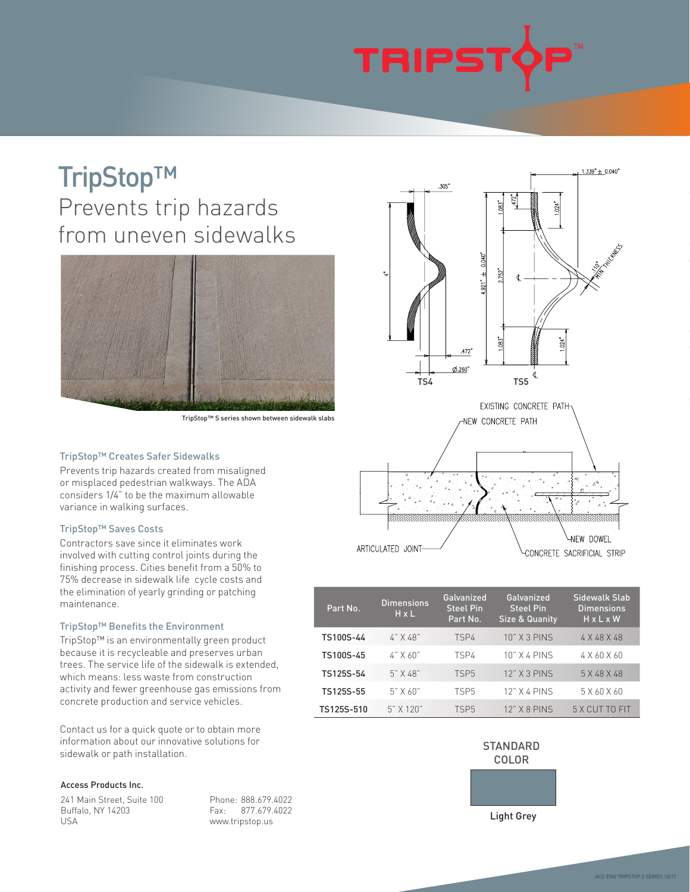# TripStop™

## Prevents trip hazards from uneven sidewalks

TripStop™ S series shown between sidewalk slabs

.305"

4"

.472"

Ø.260"

TS4

1.339" ± 0.040"

1.083"

.472"

1.024"

4.921" ± 0.040"

2.752"

.110" MIN THICKNESS

1.083"

1.024"

TS5

EXISTING CONCRETE PATH

NEW CONCRETE PATH

ARTICULATED JOINT

NEW DOWEL

CONCRETE SACRIFICIAL STRIP

### TripStop™ Creates Safer Sidewalks

Prevents trip hazards created from misaligned or misplaced pedestrian walkways. The ADA considers 1/4" to be the maximum allowable variance in walking surfaces.

### TripStop™ Saves Costs

Contractors save since it eliminates work involved with cutting control joints during the finishing process. Cities benefit from a 50% to 75% decrease in sidewalk life cycle costs and the elimination of yearly grinding or patching maintenance.

### TripStop™ Benefits the Environment

TripStop™ is an environmentally green product because it is recyclable and preserves urban trees. The service life of the sidewalk is extended, which means: less waste from construction activity and fewer greenhouse gas emissions from concrete production and service vehicles.

Contact us for a quick quote or to obtain more information about our innovative solutions for sidewalk or path installation.

| Part No. | Dimensions H x L | Galvanized Steel Pin Part No. | Galvanized Steel Pin Size & Quanity | Sidewalk Slab Dimensions H x L x W |
|---|---|---|---|---|
| TS100S-44 | 4" X 48" | TSP4 | 10" X 3 PINS | 4 X 48 X 48 |
| TS100S-45 | 4" X 60" | TSP4 | 10" X 4 PINS | 4 X 60 X 60 |
| TS125S-54 | 5" X 48" | TSP5 | 12" X 3 PINS | 5 X 48 X 48 |
| TS125S-55 | 5" X 60" | TSP5 | 12" X 4 PINS | 5 X 60 X 60 |
| TS125S-510 | 5" X 120" | TSP5 | 12" X 8 PINS | 5 X CUT TO FIT |

STANDARD COLOR

Light Grey

**Access Products Inc.**

241 Main Street, Suite 100
Buffalo, NY 14203
USA

Phone: 888.679.4022
Fax: 877.679.4022
www.tripstop.us

ACC ENG TRIPSTOP S SERIES 10/17